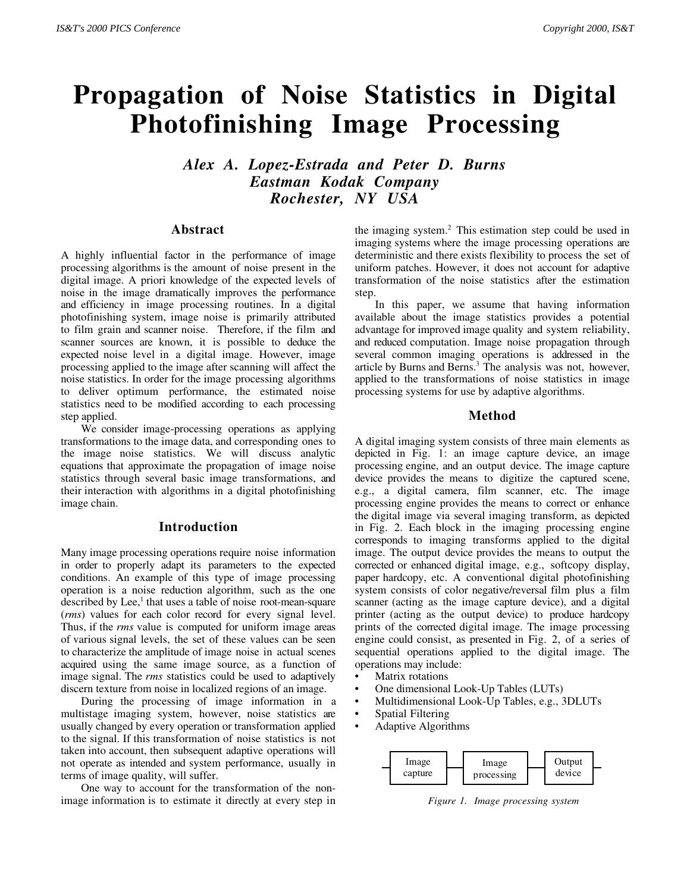# Propagation of Noise Statistics in Digital Photofinishing Image Processing

***Alex A. Lopez-Estrada and Peter D. Burns***
***Eastman Kodak Company***
***Rochester, NY USA***

## Abstract

A highly influential factor in the performance of image processing algorithms is the amount of noise present in the digital image. A priori knowledge of the expected levels of noise in the image dramatically improves the performance and efficiency in image processing routines. In a digital photofinishing system, image noise is primarily attributed to film grain and scanner noise. Therefore, if the film and scanner sources are known, it is possible to deduce the expected noise level in a digital image. However, image processing applied to the image after scanning will affect the noise statistics. In order for the image processing algorithms to deliver optimum performance, the estimated noise statistics need to be modified according to each processing step applied.

We consider image-processing operations as applying transformations to the image data, and corresponding ones to the image noise statistics. We will discuss analytic equations that approximate the propagation of image noise statistics through several basic image transformations, and their interaction with algorithms in a digital photofinishing image chain.

## Introduction

Many image processing operations require noise information in order to properly adapt its parameters to the expected conditions. An example of this type of image processing operation is a noise reduction algorithm, such as the one described by Lee,[1] that uses a table of noise root-mean-square (*rms*) values for each color record for every signal level. Thus, if the *rms* value is computed for uniform image areas of various signal levels, the set of these values can be seen to characterize the amplitude of image noise in actual scenes acquired using the same image source, as a function of image signal. The *rms* statistics could be used to adaptively discern texture from noise in localized regions of an image.

During the processing of image information in a multistage imaging system, however, noise statistics are usually changed by every operation or transformation applied to the signal. If this transformation of noise statistics is not taken into account, then subsequent adaptive operations will not operate as intended and system performance, usually in terms of image quality, will suffer.

One way to account for the transformation of the non-image information is to estimate it directly at every step in the imaging system.[2] This estimation step could be used in imaging systems where the image processing operations are deterministic and there exists flexibility to process the set of uniform patches. However, it does not account for adaptive transformation of the noise statistics after the estimation step.

In this paper, we assume that having information available about the image statistics provides a potential advantage for improved image quality and system reliability, and reduced computation. Image noise propagation through several common imaging operations is addressed in the article by Burns and Berns.[3] The analysis was not, however, applied to the transformations of noise statistics in image processing systems for use by adaptive algorithms.

## Method

A digital imaging system consists of three main elements as depicted in Fig. 1: an image capture device, an image processing engine, and an output device. The image capture device provides the means to digitize the captured scene, e.g., a digital camera, film scanner, etc. The image processing engine provides the means to correct or enhance the digital image via several imaging transform, as depicted in Fig. 2. Each block in the imaging processing engine corresponds to imaging transforms applied to the digital image. The output device provides the means to output the corrected or enhanced digital image, e.g., softcopy display, paper hardcopy, etc. A conventional digital photofinishing system consists of color negative/reversal film plus a film scanner (acting as the image capture device), and a digital printer (acting as the output device) to produce hardcopy prints of the corrected digital image. The image processing engine could consist, as presented in Fig. 2, of a series of sequential operations applied to the digital image. The operations may include:

- Matrix rotations
- One dimensional Look-Up Tables (LUTs)
- Multidimensional Look-Up Tables, e.g., 3DLUTs
- Spatial Filtering
- Adaptive Algorithms

Image capture → Image processing → Output device

*Figure 1. Image processing system*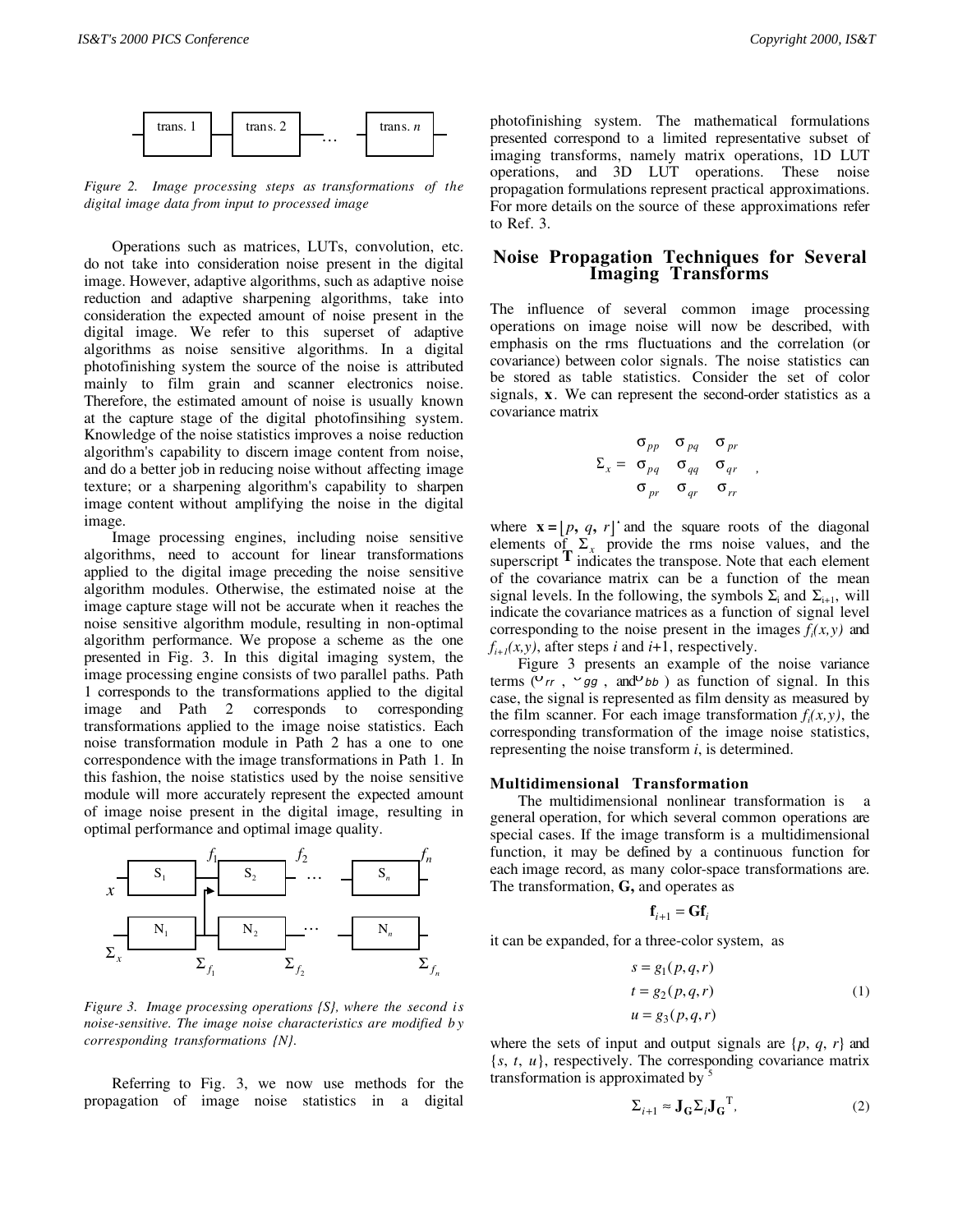Figure 2. Image processing steps as transformations of the digital image data from input to processed image

Operations such as matrices, LUTs, convolution, etc. do not take into consideration noise present in the digital image. However, adaptive algorithms, such as adaptive noise reduction and adaptive sharpening algorithms, take into consideration the expected amount of noise present in the digital image. We refer to this superset of adaptive algorithms as noise sensitive algorithms. In a digital photofinishing system the source of the noise is attributed mainly to film grain and scanner electronics noise. Therefore, the estimated amount of noise is usually known at the capture stage of the digital photofinsihing system. Knowledge of the noise statistics improves a noise reduction algorithm's capability to discern image content from noise, and do a better job in reducing noise without affecting image texture; or a sharpening algorithm's capability to sharpen image content without amplifying the noise in the digital image.

Image processing engines, including noise sensitive algorithms, need to account for linear transformations applied to the digital image preceding the noise sensitive algorithm modules. Otherwise, the estimated noise at the image capture stage will not be accurate when it reaches the noise sensitive algorithm module, resulting in non-optimal algorithm performance. We propose a scheme as the one presented in Fig. 3. In this digital imaging system, the image processing engine consists of two parallel paths. Path 1 corresponds to the transformations applied to the digital image and Path 2 corresponds to corresponding transformations applied to the image noise statistics. Each noise transformation module in Path 2 has a one to one correspondence with the image transformations in Path 1. In this fashion, the noise statistics used by the noise sensitive module will more accurately represent the expected amount of image noise present in the digital image, resulting in optimal performance and optimal image quality.

Figure 3. Image processing operations {S}, where the second is noise-sensitive. The image noise characteristics are modified by corresponding transformations {N}.

Referring to Fig. 3, we now use methods for the propagation of image noise statistics in a digital photofinishing system. The mathematical formulations presented correspond to a limited representative subset of imaging transforms, namely matrix operations, 1D LUT operations, and 3D LUT operations. These noise propagation formulations represent practical approximations. For more details on the source of these approximations refer to Ref. 3.

## Noise Propagation Techniques for Several Imaging Transforms

The influence of several common image processing operations on image noise will now be described, with emphasis on the rms fluctuations and the correlation (or covariance) between color signals. The noise statistics can be stored as table statistics. Consider the set of color signals, $\mathbf{x}$. We can represent the second-order statistics as a covariance matrix

$$\Sigma_x = \begin{bmatrix} \sigma_{pp} & \sigma_{pq} & \sigma_{pr} \\ \sigma_{pq} & \sigma_{qq} & \sigma_{qr} \\ \sigma_{pr} & \sigma_{qr} & \sigma_{rr} \end{bmatrix},$$

where $\mathbf{x} = [p, q, r]^{\mathrm{T}}$ and the square roots of the diagonal elements of $\Sigma_x$ provide the rms noise values, and the superscript $\mathbf{T}$ indicates the transpose. Note that each element of the covariance matrix can be a function of the mean signal levels. In the following, the symbols $\Sigma_i$ and $\Sigma_{i+1}$, will indicate the covariance matrices as a function of signal level corresponding to the noise present in the images $f_i(x,y)$ and $f_{i+1}(x,y)$, after steps $i$ and $i$+1, respectively.

Figure 3 presents an example of the noise variance terms ($\sigma_{rr}$ , $\sigma_{gg}$ , and $\sigma_{bb}$ ) as function of signal. In this case, the signal is represented as film density as measured by the film scanner. For each image transformation $f_i(x,y)$, the corresponding transformation of the image noise statistics, representing the noise transform $i$, is determined.

### Multidimensional Transformation

The multidimensional nonlinear transformation is a general operation, for which several common operations are special cases. If the image transform is a multidimensional function, it may be defined by a continuous function for each image record, as many color-space transformations are. The transformation, $\mathbf{G}$, and operates as

$$\mathbf{f}_{i+1} = \mathbf{G}\mathbf{f}_i$$

it can be expanded, for a three-color system, as

$$\begin{aligned} s &= g_1(p,q,r) \\ t &= g_2(p,q,r) \\ u &= g_3(p,q,r) \end{aligned} \tag{1}$$

where the sets of input and output signals are {$p$, $q$, $r$} and {$s$, $t$, $u$}, respectively. The corresponding covariance matrix transformation is approximated by [5]

$$\Sigma_{i+1} \approx \mathbf{J}_{\mathbf{G}} \Sigma_i \mathbf{J}_{\mathbf{G}}^{\mathrm{T}}, \tag{2}$$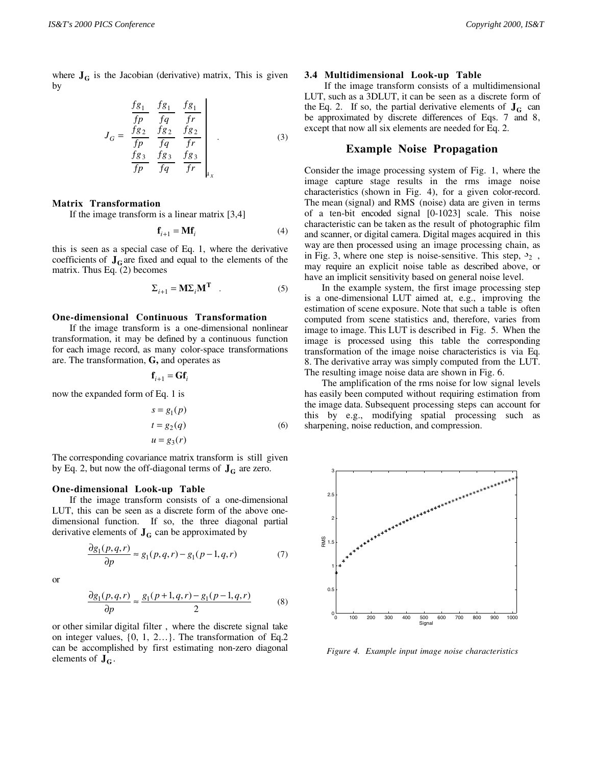where $\mathbf{J_G}$ is the Jacobian (derivative) matrix, This is given by

$$J_G = \begin{bmatrix} \frac{fg_1}{fp} & \frac{fg_1}{fq} & \frac{fg_1}{fr} \\ \frac{fg_2}{fp} & \frac{fg_2}{fq} & \frac{fg_2}{fr} \\ \frac{fg_3}{fp} & \frac{fg_3}{fq} & \frac{fg_3}{fr} \end{bmatrix}_x \quad . \tag{3}$$

### Matrix Transformation

If the image transform is a linear matrix [3,4]

$$\mathbf{f}_{i+1} = \mathbf{M}\mathbf{f}_i \tag{4}$$

this is seen as a special case of Eq. 1, where the derivative coefficients of $\mathbf{J_G}$ are fixed and equal to the elements of the matrix. Thus Eq. (2) becomes

$$\Sigma_{i+1} = \mathbf{M}\Sigma_i\mathbf{M^T} \quad . \tag{5}$$

### One-dimensional Continuous Transformation

If the image transform is a one-dimensional nonlinear transformation, it may be defined by a continuous function for each image record, as many color-space transformations are. The transformation, **G,** and operates as

$$\mathbf{f}_{i+1} = \mathbf{G}\mathbf{f}_i$$

now the expanded form of Eq. 1 is

$$\begin{aligned} s &= g_1(p) \\ t &= g_2(q) \\ u &= g_3(r) \end{aligned} \tag{6}$$

The corresponding covariance matrix transform is still given by Eq. 2, but now the off-diagonal terms of $\mathbf{J_G}$ are zero.

### One-dimensional Look-up Table

If the image transform consists of a one-dimensional LUT, this can be seen as a discrete form of the above one-dimensional function. If so, the three diagonal partial derivative elements of $\mathbf{J_G}$ can be approximated by

$$\frac{\partial g_1(p,q,r)}{\partial p} \approx g_1(p,q,r) - g_1(p-1,q,r) \tag{7}$$

or

$$\frac{\partial g_1(p,q,r)}{\partial p} \approx \frac{g_1(p+1,q,r) - g_1(p-1,q,r)}{2} \tag{8}$$

or other similar digital filter , where the discrete signal take on integer values, {0, 1, 2…}. The transformation of Eq.2 can be accomplished by first estimating non-zero diagonal elements of $\mathbf{J_G}$.

### 3.4 Multidimensional Look-up Table

If the image transform consists of a multidimensional LUT, such as a 3DLUT, it can be seen as a discrete form of the Eq. 2. If so, the partial derivative elements of $\mathbf{J_G}$ can be approximated by discrete differences of Eqs. 7 and 8, except that now all six elements are needed for Eq. 2.

## Example Noise Propagation

Consider the image processing system of Fig. 1, where the image capture stage results in the rms image noise characteristics (shown in Fig. 4), for a given color-record. The mean (signal) and RMS (noise) data are given in terms of a ten-bit encoded signal [0-1023] scale. This noise characteristic can be taken as the result of photographic film and scanner, or digital camera. Digital mages acquired in this way are then processed using an image processing chain, as in Fig. 3, where one step is noise-sensitive. This step, $\mathfrak{I}_2$ , may require an explicit noise table as described above, or have an implicit sensitivity based on general noise level.

In the example system, the first image processing step is a one-dimensional LUT aimed at, e.g., improving the estimation of scene exposure. Note that such a table is often computed from scene statistics and, therefore, varies from image to image. This LUT is described in Fig. 5. When the image is processed using this table the corresponding transformation of the image noise characteristics is via Eq. 8. The derivative array was simply computed from the LUT. The resulting image noise data are shown in Fig. 6.

The amplification of the rms noise for low signal levels has easily been computed without requiring estimation from the image data. Subsequent processing steps can account for this by e.g., modifying spatial processing such as sharpening, noise reduction, and compression.

*Figure 4. Example input image noise characteristics*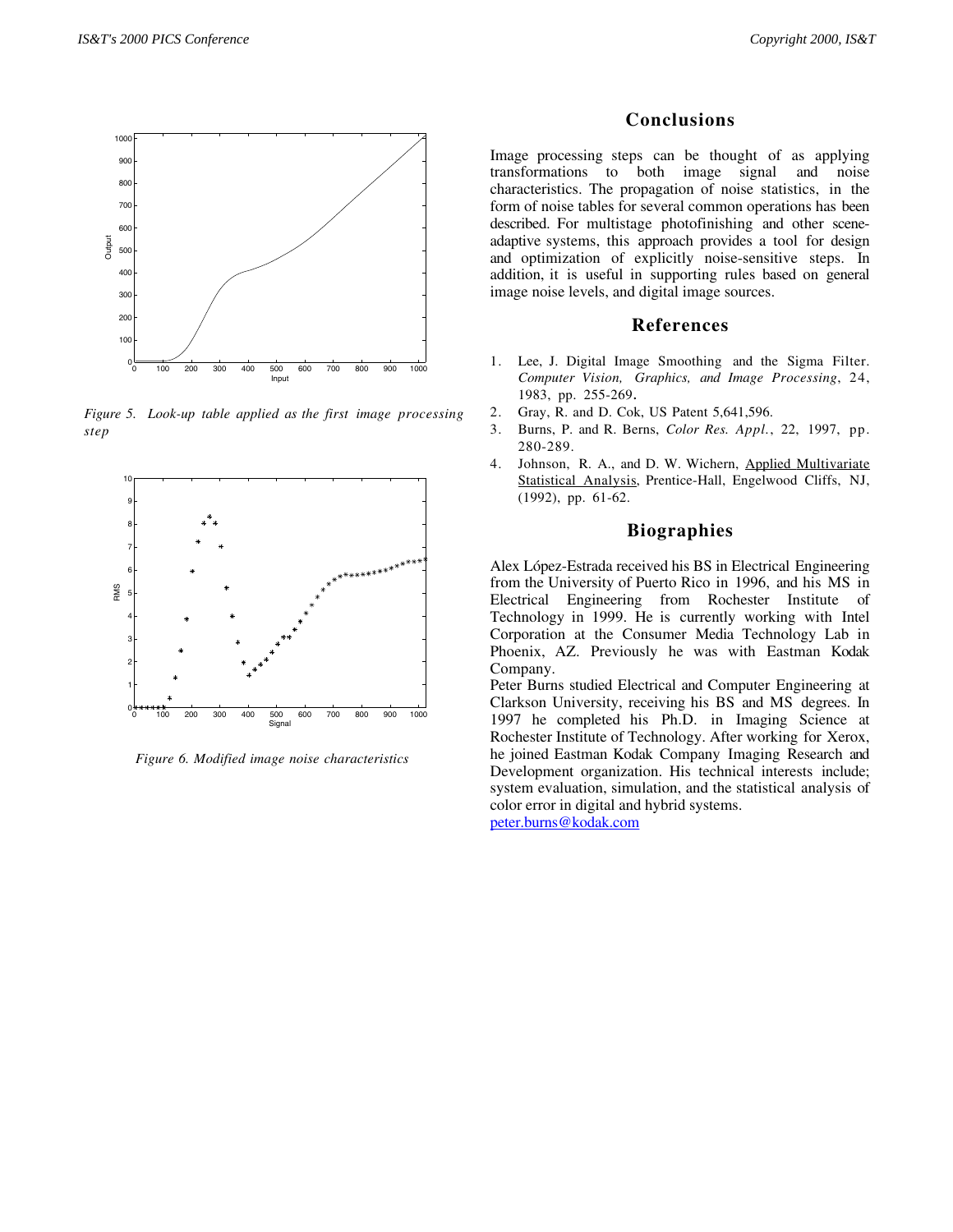1000
900
800
700
600
500
400
300
200
100
0

Output

0 100 200 300 400 500 600 700 800 900 1000

Input

*Figure 5. Look-up table applied as the first image processing step*

10
9
8
7
6
5
4
3
2
1
0

RMS

0 100 200 300 400 500 600 700 800 900 1000

Signal

*Figure 6. Modified image noise characteristics*

## Conclusions

Image processing steps can be thought of as applying transformations to both image signal and noise characteristics. The propagation of noise statistics, in the form of noise tables for several common operations has been described. For multistage photofinishing and other scene-adaptive systems, this approach provides a tool for design and optimization of explicitly noise-sensitive steps. In addition, it is useful in supporting rules based on general image noise levels, and digital image sources.

## References

1. Lee, J. Digital Image Smoothing and the Sigma Filter. *Computer Vision, Graphics, and Image Processing*, 24, 1983, pp. 255-269.
2. Gray, R. and D. Cok, US Patent 5,641,596.
3. Burns, P. and R. Berns, *Color Res. Appl.*, 22, 1997, pp. 280-289.
4. Johnson, R. A., and D. W. Wichern, Applied Multivariate Statistical Analysis, Prentice-Hall, Engelwood Cliffs, NJ, (1992), pp. 61-62.

## Biographies

Alex López-Estrada received his BS in Electrical Engineering from the University of Puerto Rico in 1996, and his MS in Electrical Engineering from Rochester Institute of Technology in 1999. He is currently working with Intel Corporation at the Consumer Media Technology Lab in Phoenix, AZ. Previously he was with Eastman Kodak Company.

Peter Burns studied Electrical and Computer Engineering at Clarkson University, receiving his BS and MS degrees. In 1997 he completed his Ph.D. in Imaging Science at Rochester Institute of Technology. After working for Xerox, he joined Eastman Kodak Company Imaging Research and Development organization. His technical interests include; system evaluation, simulation, and the statistical analysis of color error in digital and hybrid systems.
peter.burns@kodak.com